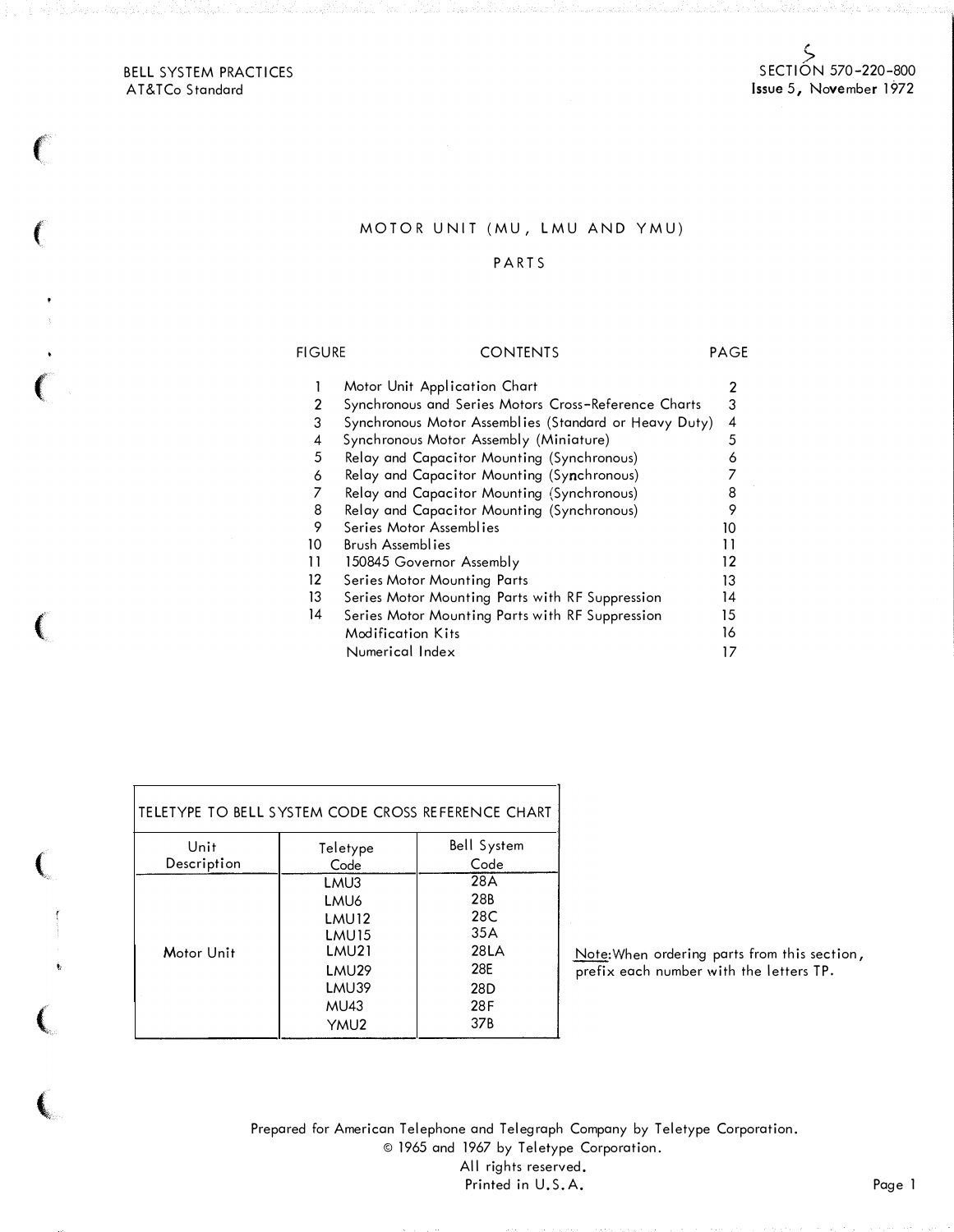BELL SYSTEM PRACTICES
AT&TCo Standard

SECTION 570-220-800
Issue 5, November 1972

# MOTOR UNIT (MU, LMU AND YMU)

## PARTS

| FIGURE | CONTENTS | PAGE |
|---|---|---|
| 1 | Motor Unit Application Chart | 2 |
| 2 | Synchronous and Series Motors Cross-Reference Charts | 3 |
| 3 | Synchronous Motor Assemblies (Standard or Heavy Duty) | 4 |
| 4 | Synchronous Motor Assembly (Miniature) | 5 |
| 5 | Relay and Capacitor Mounting (Synchronous) | 6 |
| 6 | Relay and Capacitor Mounting (Synchronous) | 7 |
| 7 | Relay and Capacitor Mounting (Synchronous) | 8 |
| 8 | Relay and Capacitor Mounting (Synchronous) | 9 |
| 9 | Series Motor Assemblies | 10 |
| 10 | Brush Assemblies | 11 |
| 11 | 150845 Governor Assembly | 12 |
| 12 | Series Motor Mounting Parts | 13 |
| 13 | Series Motor Mounting Parts with RF Suppression | 14 |
| 14 | Series Motor Mounting Parts with RF Suppression | 15 |
| | Modification Kits | 16 |
| | Numerical Index | 17 |

| TELETYPE TO BELL SYSTEM CODE CROSS REFERENCE CHART | | |
|---|---|---|
| Unit Description | Teletype Code | Bell System Code |
| Motor Unit | LMU3 | 28A |
| | LMU6 | 28B |
| | LMU12 | 28C |
| | LMU15 | 35A |
| | LMU21 | 28LA |
| | LMU29 | 28E |
| | LMU39 | 28D |
| | MU43 | 28F |
| | YMU2 | 37B |

Note: When ordering parts from this section, prefix each number with the letters TP.

Prepared for American Telephone and Telegraph Company by Teletype Corporation.
© 1965 and 1967 by Teletype Corporation.
All rights reserved.
Printed in U.S.A.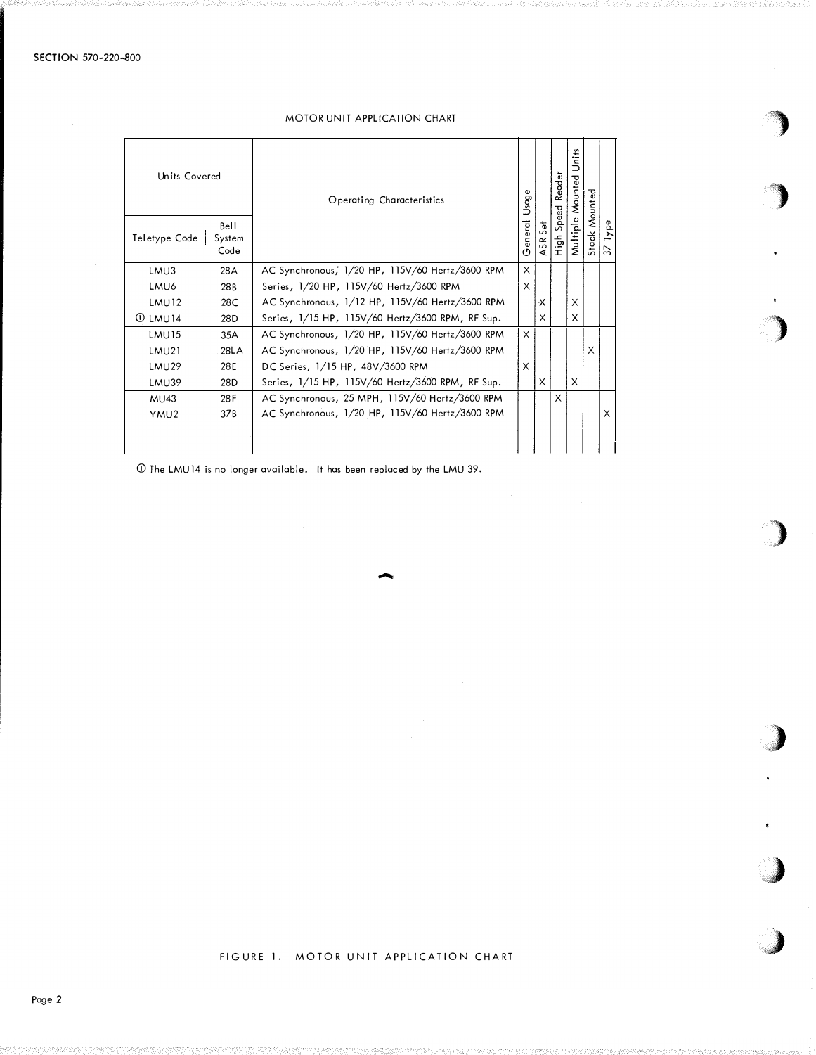MOTOR UNIT APPLICATION CHART

| Units Covered | | Operating Characteristics | General Usage | ASR Set | High Speed Reader | Multiple Mounted Units | Stack Mounted | 37 Type |
|---|---|---|---|---|---|---|---|---|
| Teletype Code | Bell System Code | | | | | | | |
| LMU3 | 28A | AC Synchronous, 1/20 HP, 115V/60 Hertz/3600 RPM | X | | | | | |
| LMU6 | 28B | Series, 1/20 HP, 115V/60 Hertz/3600 RPM | X | | | | | |
| LMU12 | 28C | AC Synchronous, 1/12 HP, 115V/60 Hertz/3600 RPM | | X | | X | | |
| ① LMU14 | 28D | Series, 1/15 HP, 115V/60 Hertz/3600 RPM, RF Sup. | | X | | X | | |
| LMU15 | 35A | AC Synchronous, 1/20 HP, 115V/60 Hertz/3600 RPM | X | | | | | |
| LMU21 | 28LA | AC Synchronous, 1/20 HP, 115V/60 Hertz/3600 RPM | | | | | X | |
| LMU29 | 28E | DC Series, 1/15 HP, 48V/3600 RPM | X | | | | | |
| LMU39 | 28D | Series, 1/15 HP, 115V/60 Hertz/3600 RPM, RF Sup. | | X | | X | | |
| MU43 | 28F | AC Synchronous, 25 MPH, 115V/60 Hertz/3600 RPM | | | X | | | |
| YMU2 | 37B | AC Synchronous, 1/20 HP, 115V/60 Hertz/3600 RPM | | | | | | X |

① The LMU14 is no longer available. It has been replaced by the LMU 39.

FIGURE 1. MOTOR UNIT APPLICATION CHART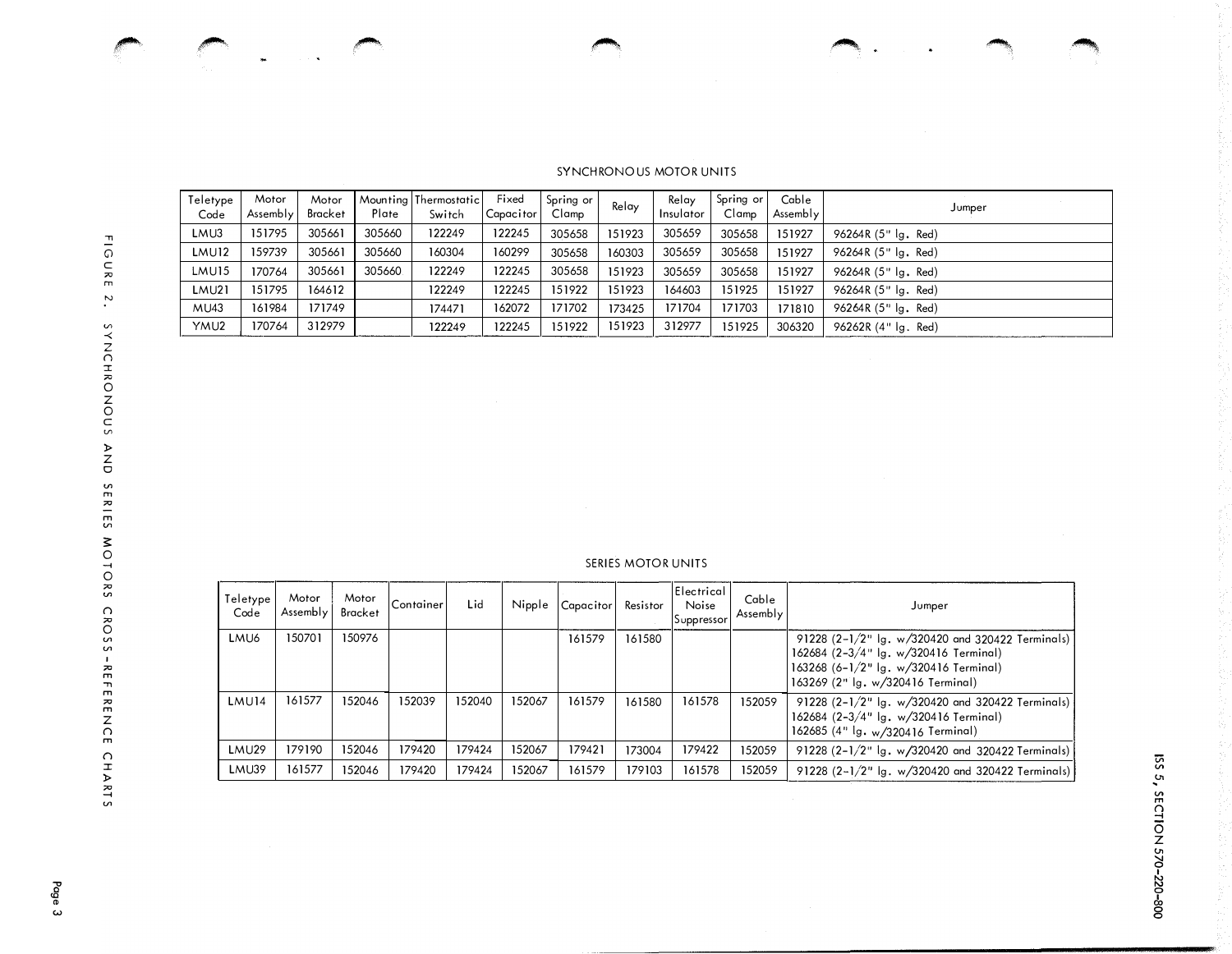# FIGURE 2. SYNCHRONOUS AND SERIES MOTORS CROSS-REFERENCE CHARTS

## SYNCHRONOUS MOTOR UNITS

| Teletype Code | Motor Assembly | Motor Bracket | Mounting Plate | Thermostatic Switch | Fixed Capacitor | Spring or Clamp | Relay | Relay Insulator | Spring or Clamp | Cable Assembly | Jumper |
|---|---|---|---|---|---|---|---|---|---|---|---|
| LMU3 | 151795 | 305661 | 305660 | 122249 | 122245 | 305658 | 151923 | 305659 | 305658 | 151927 | 96264R (5" lg. Red) |
| LMU12 | 159739 | 305661 | 305660 | 160304 | 160299 | 305658 | 160303 | 305659 | 305658 | 151927 | 96264R (5" lg. Red) |
| LMU15 | 170764 | 305661 | 305660 | 122249 | 122245 | 305658 | 151923 | 305659 | 305658 | 151927 | 96264R (5" lg. Red) |
| LMU21 | 151795 | 164612 | | 122249 | 122245 | 151922 | 151923 | 164603 | 151925 | 151927 | 96264R (5" lg. Red) |
| MU43 | 161984 | 171749 | | 174471 | 162072 | 171702 | 173425 | 171704 | 171703 | 171810 | 96264R (5" lg. Red) |
| YMU2 | 170764 | 312979 | | 122249 | 122245 | 151922 | 151923 | 312977 | 151925 | 306320 | 96262R (4" lg. Red) |

## SERIES MOTOR UNITS

| Teletype Code | Motor Assembly | Motor Bracket | Container | Lid | Nipple | Capacitor | Resistor | Electrical Noise Suppressor | Cable Assembly | Jumper |
|---|---|---|---|---|---|---|---|---|---|---|
| LMU6 | 150701 | 150976 | | | | 161579 | 161580 | | | 91228 (2-1/2" lg. w/320420 and 320422 Terminals)<br>162684 (2-3/4" lg. w/320416 Terminal)<br>163268 (6-1/2" lg. w/320416 Terminal)<br>163269 (2" lg. w/320416 Terminal) |
| LMU14 | 161577 | 152046 | 152039 | 152040 | 152067 | 161579 | 161580 | 161578 | 152059 | 91228 (2-1/2" lg. w/320420 and 320422 Terminals)<br>162684 (2-3/4" lg. w/320416 Terminal)<br>162685 (4" lg. w/320416 Terminal) |
| LMU29 | 179190 | 152046 | 179420 | 179424 | 152067 | 179421 | 173004 | 179422 | 152059 | 91228 (2-1/2" lg. w/320420 and 320422 Terminals) |
| LMU39 | 161577 | 152046 | 179420 | 179424 | 152067 | 161579 | 179103 | 161578 | 152059 | 91228 (2-1/2" lg. w/320420 and 320422 Terminals) |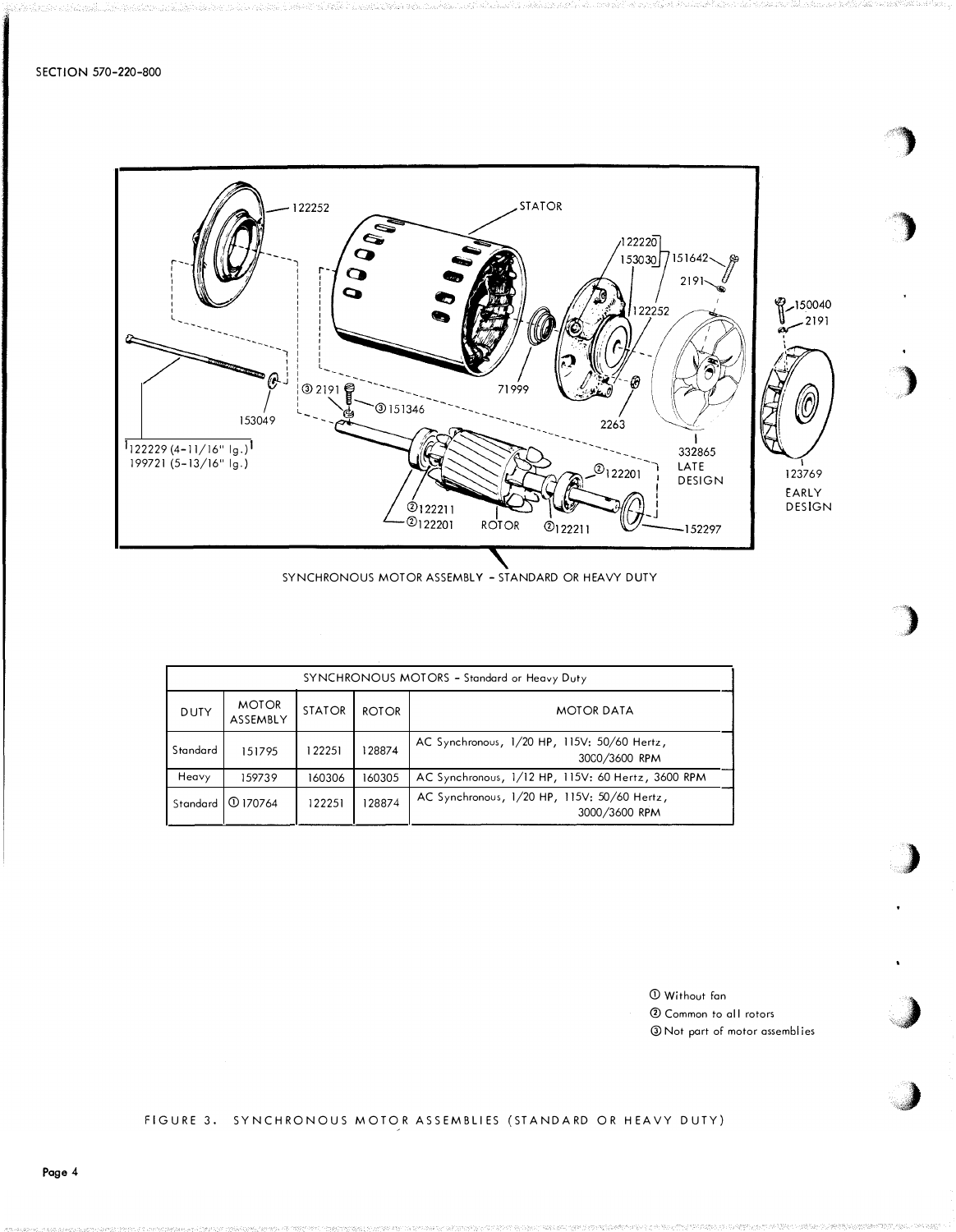SYNCHRONOUS MOTOR ASSEMBLY - STANDARD OR HEAVY DUTY

| SYNCHRONOUS MOTORS - Standard or Heavy Duty | | | | |
|---|---|---|---|---|
| DUTY | MOTOR ASSEMBLY | STATOR | ROTOR | MOTOR DATA |
| Standard | 151795 | 122251 | 128874 | AC Synchronous, 1/20 HP, 115V: 50/60 Hertz, 3000/3600 RPM |
| Heavy | 159739 | 160306 | 160305 | AC Synchronous, 1/12 HP, 115V: 60 Hertz, 3600 RPM |
| Standard | ① 170764 | 122251 | 128874 | AC Synchronous, 1/20 HP, 115V: 50/60 Hertz, 3000/3600 RPM |

① Without fan
② Common to all rotors
③ Not part of motor assemblies

FIGURE 3. SYNCHRONOUS MOTOR ASSEMBLIES (STANDARD OR HEAVY DUTY)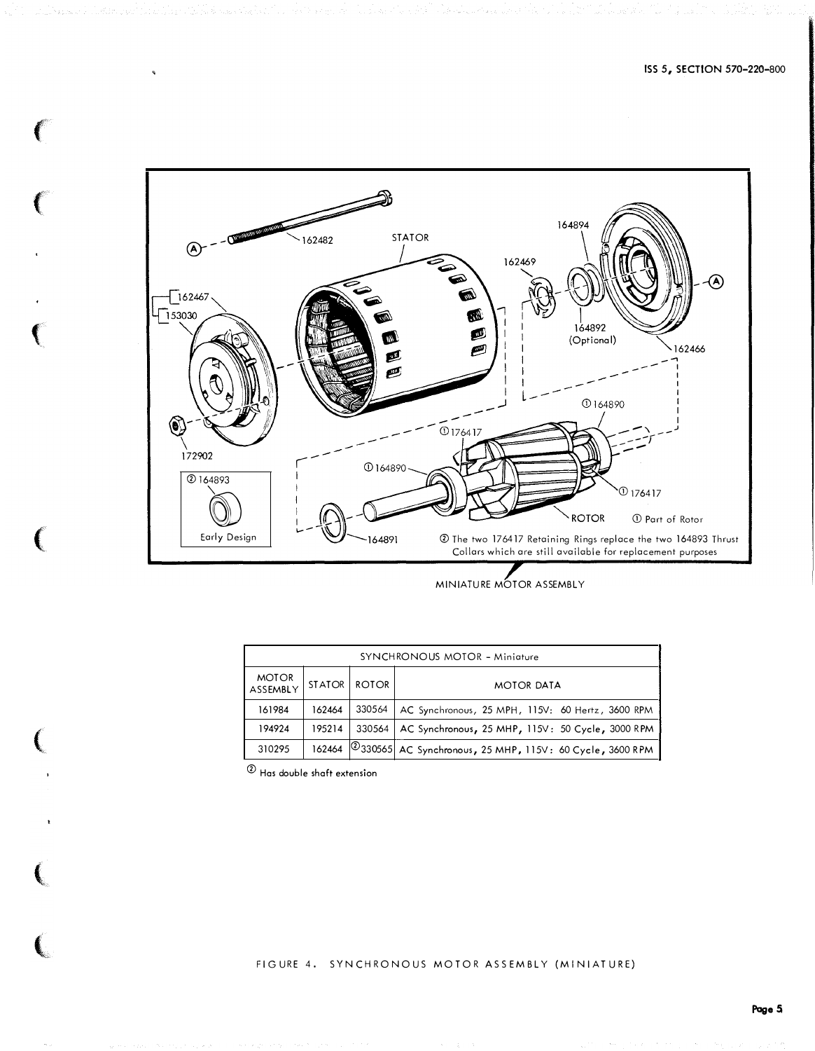162482

STATOR

164894

162469

162467

153030

164892 (Optional)

162466

① 164890

① 176417

① 164890

172902

② 164893

Early Design

① 176417

ROTOR ① Part of Rotor

164891

② The two 176417 Retaining Rings replace the two 164893 Thrust Collars which are still available for replacement purposes

MINIATURE MOTOR ASSEMBLY

| SYNCHRONOUS MOTOR - Miniature | | | |
|---|---|---|---|
| MOTOR ASSEMBLY | STATOR | ROTOR | MOTOR DATA |
| 161984 | 162464 | 330564 | AC Synchronous, 25 MPH, 115V: 60 Hertz, 3600 RPM |
| 194924 | 195214 | 330564 | AC Synchronous, 25 MHP, 115V: 50 Cycle, 3000 RPM |
| 310295 | 162464 | ② 330565 | AC Synchronous, 25 MHP, 115V: 60 Cycle, 3600 RPM |

② Has double shaft extension

FIGURE 4. SYNCHRONOUS MOTOR ASSEMBLY (MINIATURE)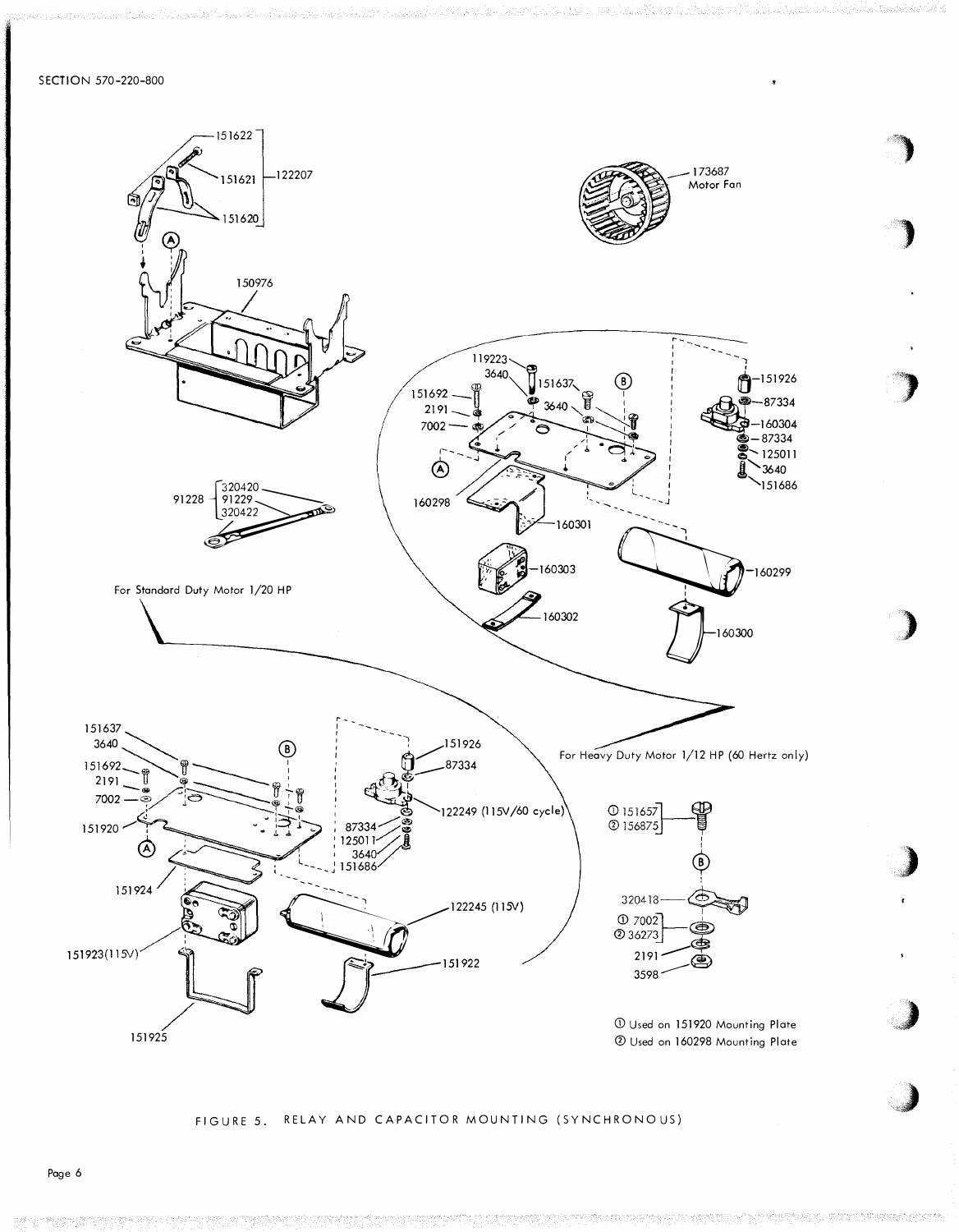151622

151621 — 122207

151620

Ⓐ

150976

173687 Motor Fan

119223

3640

151637

Ⓑ

151926

87334

151692

2191

7002

3640

160304

87334

125011

3640

151686

Ⓐ

160298

160301

91228 — 320420, 91229, 320422

160303

160299

For Standard Duty Motor 1/20 HP

160302

160300

151637

3640

151692

2191

7002

151920

Ⓐ

Ⓑ

151926

87334

122249 (115V/60 cycle)

87334

125011

3640

151686

For Heavy Duty Motor 1/12 HP (60 Hertz only)

① 151657
② 156875

Ⓑ

320418

① 7002
② 36273

2191

3598

151924

151923(115V)

122245 (115V)

151922

151925

① Used on 151920 Mounting Plate
② Used on 160298 Mounting Plate

FIGURE 5. RELAY AND CAPACITOR MOUNTING (SYNCHRONOUS)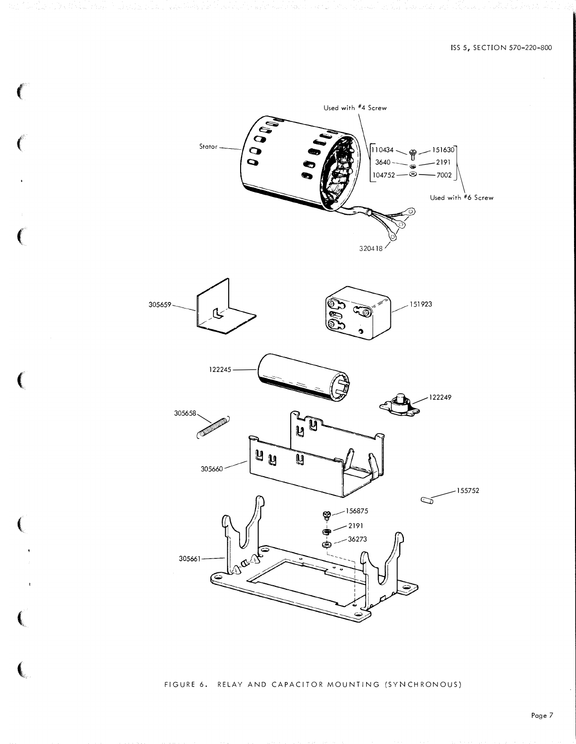Used with #4 Screw

Stator

110434 — 151630
3640 — 2191
104752 — 7002

Used with #6 Screw

320418

305659

151923

122245

122249

305658

305660

155752

156875
2191
36273

305661

FIGURE 6. RELAY AND CAPACITOR MOUNTING (SYNCHRONOUS)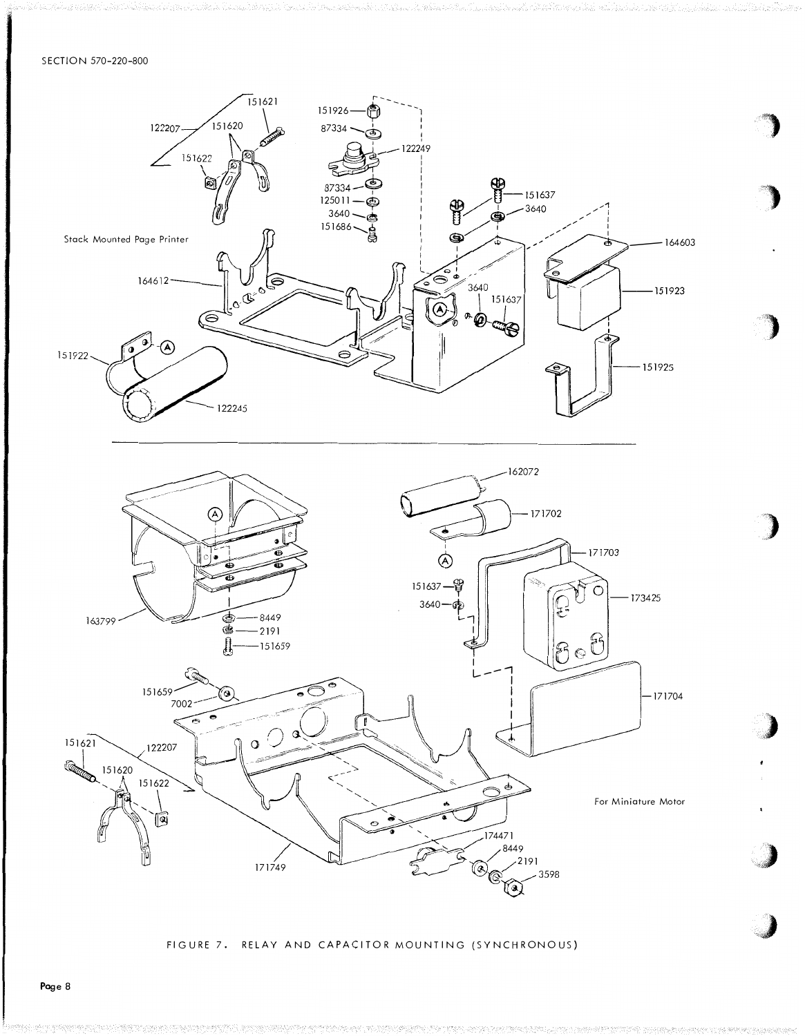Stack Mounted Page Printer

151621
122207
151620
151622
151926
87334
122249
87334
125011
3640
151686
151637
3640
164603
164612
3640
151637
151923
151922
122245
151925

162072
171702
171703
151637
3640
173425
163799
8449
2191
151659
151659
7002
171704
151621
122207
151620
151622
For Miniature Motor
174471
8449
2191
3598
171749

FIGURE 7. RELAY AND CAPACITOR MOUNTING (SYNCHRONOUS)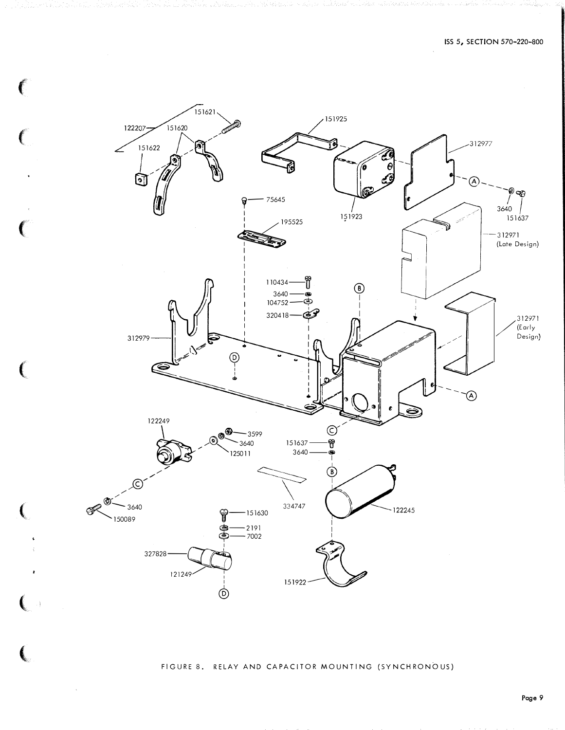FIGURE 8. RELAY AND CAPACITOR MOUNTING (SYNCHRONOUS)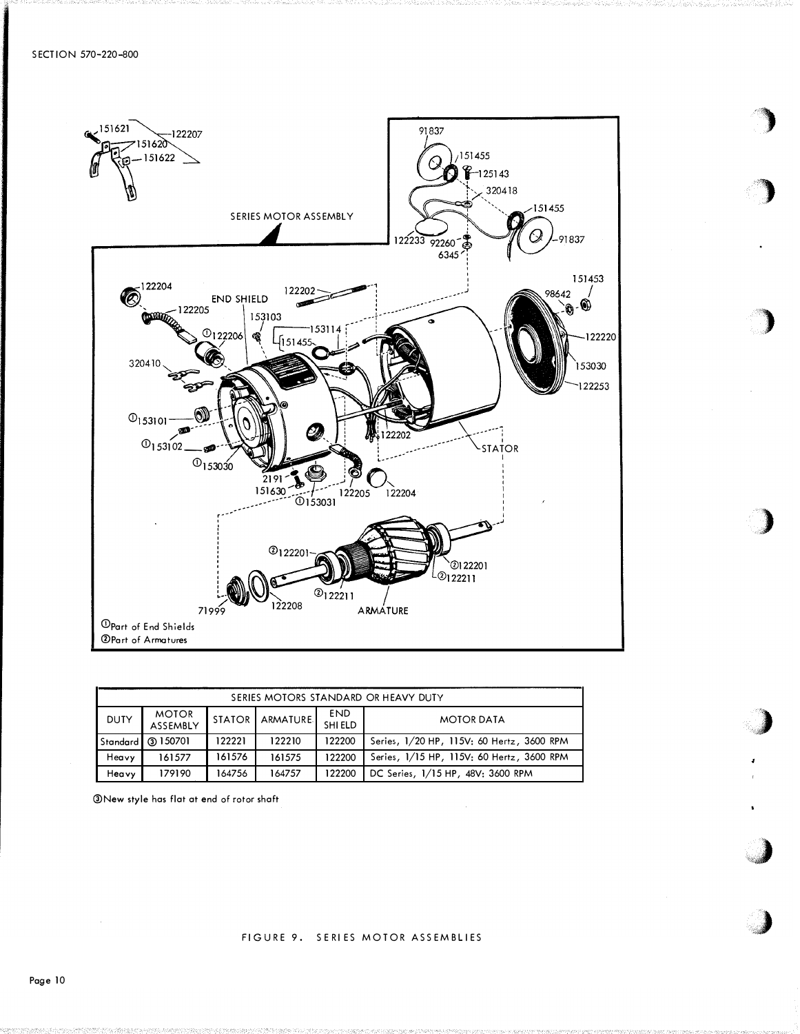SERIES MOTOR ASSEMBLY

END SHIELD

STATOR

ARMATURE

①Part of End Shields
②Part of Armatures

| SERIES MOTORS STANDARD OR HEAVY DUTY | | | | | |
|---|---|---|---|---|---|
| DUTY | MOTOR ASSEMBLY | STATOR | ARMATURE | END SHIELD | MOTOR DATA |
| Standard | ③ 150701 | 122221 | 122210 | 122200 | Series, 1/20 HP, 115V: 60 Hertz, 3600 RPM |
| Heavy | 161577 | 161576 | 161575 | 122200 | Series, 1/15 HP, 115V: 60 Hertz, 3600 RPM |
| Heavy | 179190 | 164756 | 164757 | 122200 | DC Series, 1/15 HP, 48V: 3600 RPM |

③New style has flat at end of rotor shaft

FIGURE 9. SERIES MOTOR ASSEMBLIES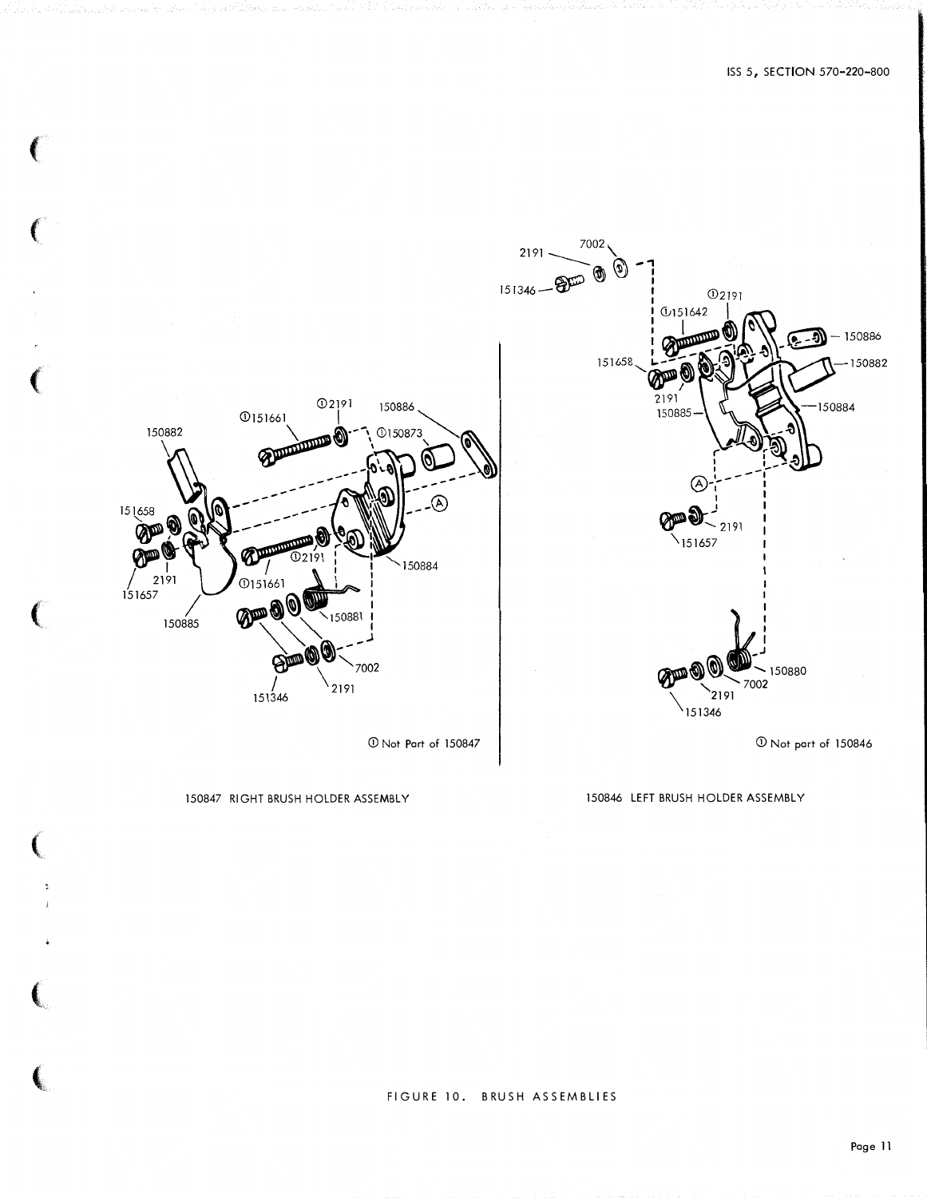①151661

①2191

150882

150886

①150873

151658

Ⓐ

2191

151657

150885

①2191

①151661

150884

150881

151346

2191

7002

① Not Part of 150847

150847 RIGHT BRUSH HOLDER ASSEMBLY

2191

7002

151346

①2191

①151642

150886

151658

150882

2191

150885

150884

Ⓐ

2191

151657

150880

7002

2191

151346

① Not part of 150846

150846 LEFT BRUSH HOLDER ASSEMBLY

FIGURE 10. BRUSH ASSEMBLIES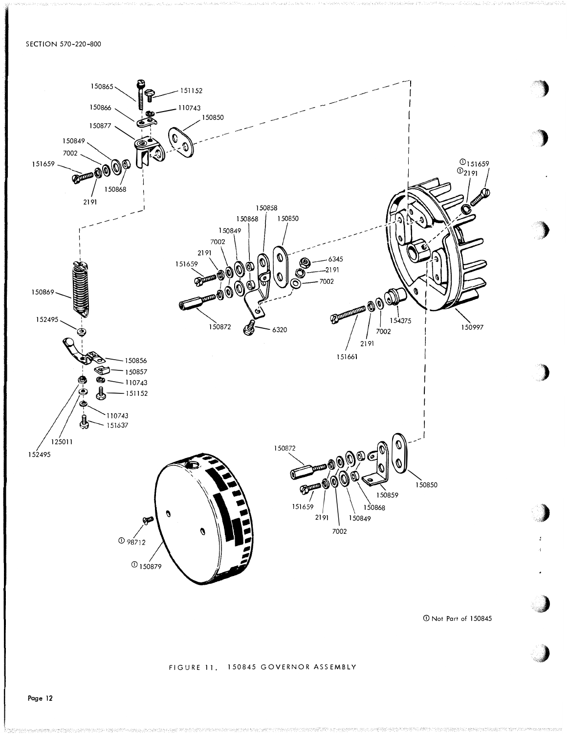SECTION 570-220-800

150865 151152 150866 110743 150850 150877 150849 7002 151659 150868 2191

150858 150868 150850 150849 7002 2191 151659 6345 2191 7002 150872 6320

①151659 ①2191

150869 152495 150856 150857 110743 151152 110743 151637 125011 152495

151661 2191 7002 154375 150997

150872 150850 150859 151659 2191 7002 150849 150868

① 98712 ① 150879

① Not Part of 150845

FIGURE 11. 150845 GOVERNOR ASSEMBLY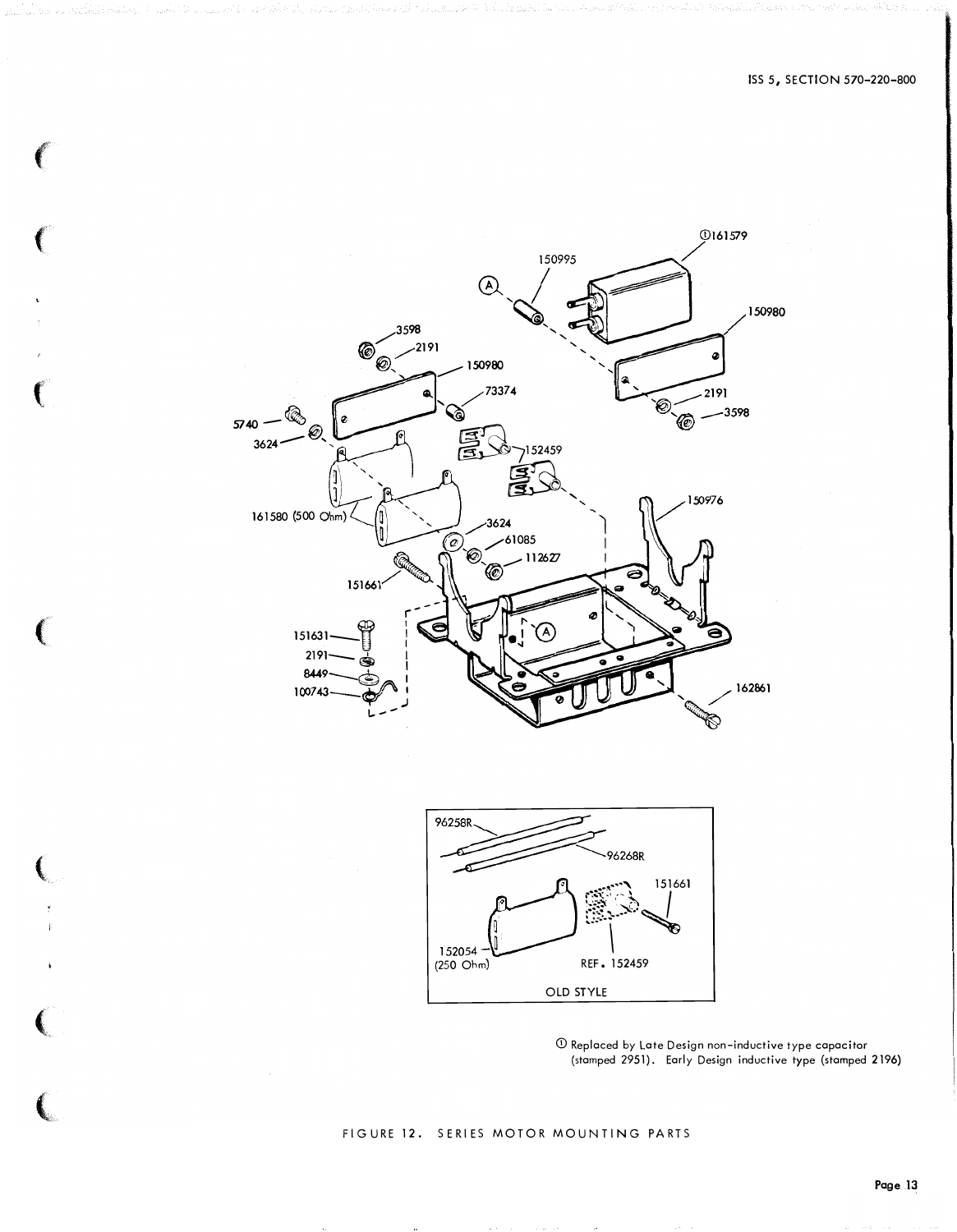①161579

150995

150980

3598

2191

150980

73374

5740

3624

152459

150976

161580 (500 Ohm)

3624

61085

112627

151661

151631

2191

8449

100743

162861

2191

3598

96258R

96268R

151661

152054 (250 Ohm)

REF. 152459

OLD STYLE

① Replaced by Late Design non-inductive type capacitor (stamped 2951). Early Design inductive type (stamped 2196)

FIGURE 12. SERIES MOTOR MOUNTING PARTS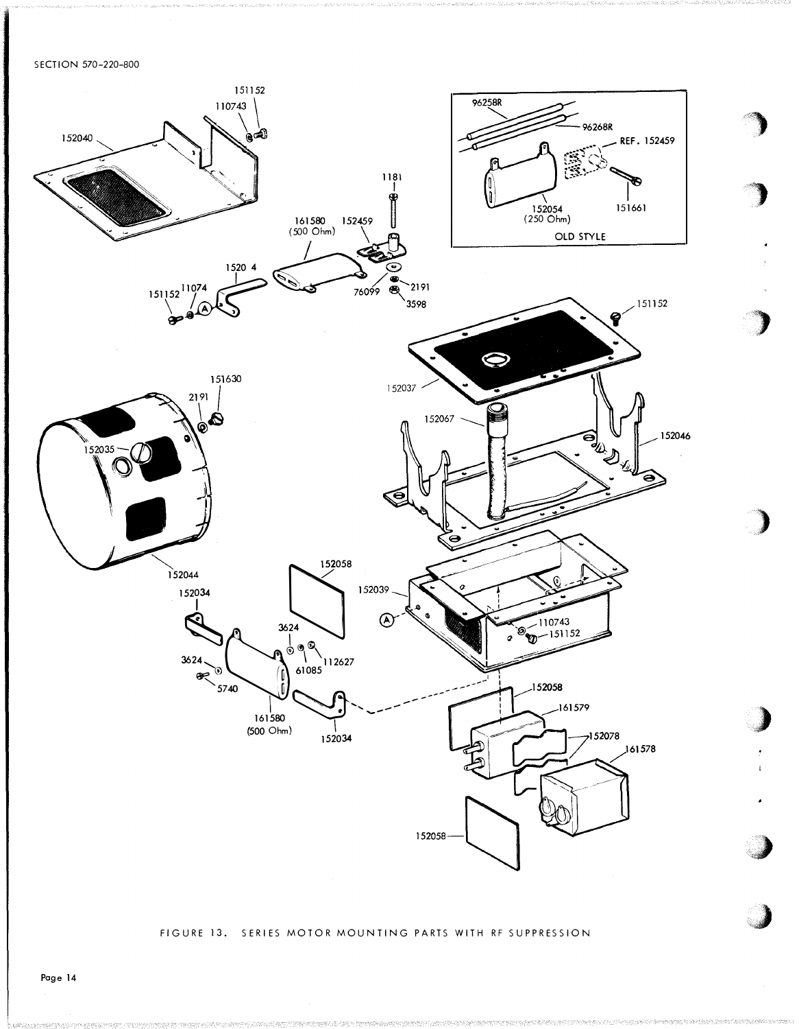FIGURE 13. SERIES MOTOR MOUNTING PARTS WITH RF SUPPRESSION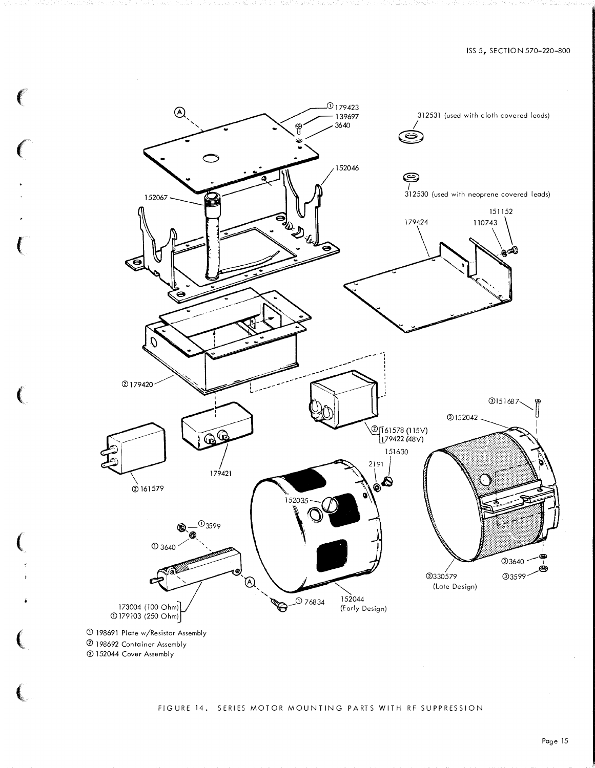① 198691 Plate w/Resistor Assembly
② 198692 Container Assembly
③ 152044 Cover Assembly

FIGURE 14. SERIES MOTOR MOUNTING PARTS WITH RF SUPPRESSION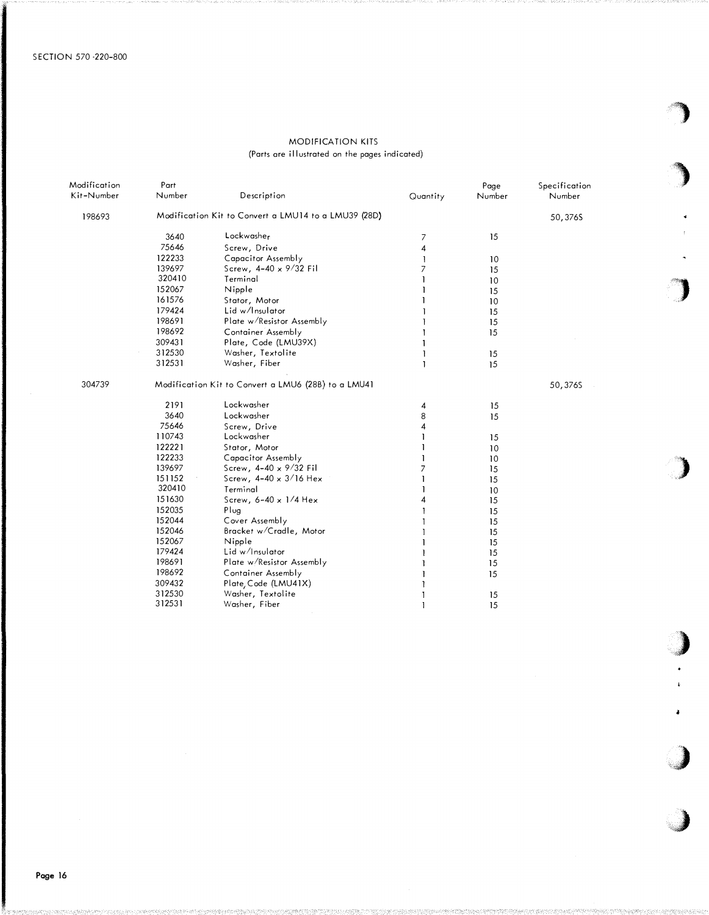SECTION 570-220-800

## MODIFICATION KITS

(Parts are illustrated on the pages indicated)

| Modification Kit-Number | Part Number | Description | Quantity | Page Number | Specification Number |
|---|---|---|---|---|---|
| 198693 | | Modification Kit to Convert a LMU14 to a LMU39 (28D) | | | 50,376S |
| | 3640 | Lockwasher | 7 | 15 | |
| | 75646 | Screw, Drive | 4 | | |
| | 122233 | Capacitor Assembly | 1 | 10 | |
| | 139697 | Screw, 4-40 x 9/32 Fil | 7 | 15 | |
| | 320410 | Terminal | 1 | 10 | |
| | 152067 | Nipple | 1 | 15 | |
| | 161576 | Stator, Motor | 1 | 10 | |
| | 179424 | Lid w/Insulator | 1 | 15 | |
| | 198691 | Plate w/Resistor Assembly | 1 | 15 | |
| | 198692 | Container Assembly | 1 | 15 | |
| | 309431 | Plate, Code (LMU39X) | 1 | | |
| | 312530 | Washer, Textolite | 1 | 15 | |
| | 312531 | Washer, Fiber | 1 | 15 | |
| 304739 | | Modification Kit to Convert a LMU6 (28B) to a LMU41 | | | 50,376S |
| | 2191 | Lockwasher | 4 | 15 | |
| | 3640 | Lockwasher | 8 | 15 | |
| | 75646 | Screw, Drive | 4 | | |
| | 110743 | Lockwasher | 1 | 15 | |
| | 122221 | Stator, Motor | 1 | 10 | |
| | 122233 | Capacitor Assembly | 1 | 10 | |
| | 139697 | Screw, 4-40 x 9/32 Fil | 7 | 15 | |
| | 151152 | Screw, 4-40 x 3/16 Hex | 1 | 15 | |
| | 320410 | Terminal | 1 | 10 | |
| | 151630 | Screw, 6-40 x 1/4 Hex | 4 | 15 | |
| | 152035 | Plug | 1 | 15 | |
| | 152044 | Cover Assembly | 1 | 15 | |
| | 152046 | Bracket w/Cradle, Motor | 1 | 15 | |
| | 152067 | Nipple | 1 | 15 | |
| | 179424 | Lid w/Insulator | 1 | 15 | |
| | 198691 | Plate w/Resistor Assembly | 1 | 15 | |
| | 198692 | Container Assembly | 1 | 15 | |
| | 309432 | Plate, Code (LMU41X) | 1 | | |
| | 312530 | Washer, Textolite | 1 | 15 | |
| | 312531 | Washer, Fiber | 1 | 15 | |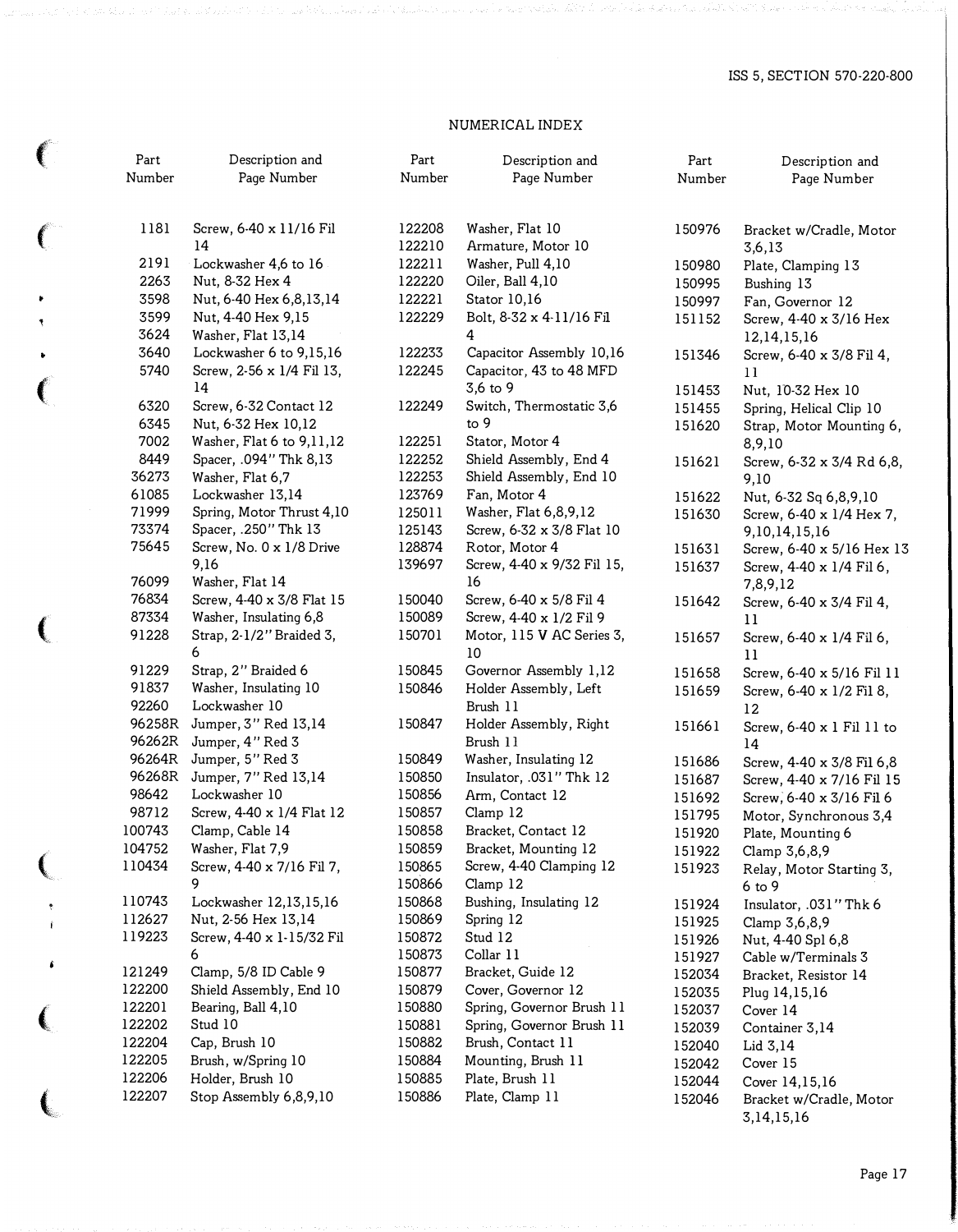## NUMERICAL INDEX

| Part Number | Description and Page Number |
|---|---|
| 1181 | Screw, 6-40 x 11/16 Fil 14 |
| 2191 | Lockwasher 4,6 to 16 |
| 2263 | Nut, 8-32 Hex 4 |
| 3598 | Nut, 6-40 Hex 6,8,13,14 |
| 3599 | Nut, 4-40 Hex 9,15 |
| 3624 | Washer, Flat 13,14 |
| 3640 | Lockwasher 6 to 9,15,16 |
| 5740 | Screw, 2-56 x 1/4 Fil 13, 14 |
| 6320 | Screw, 6-32 Contact 12 |
| 6345 | Nut, 6-32 Hex 10,12 |
| 7002 | Washer, Flat 6 to 9,11,12 |
| 8449 | Spacer, .094" Thk 8,13 |
| 36273 | Washer, Flat 6,7 |
| 61085 | Lockwasher 13,14 |
| 71999 | Spring, Motor Thrust 4,10 |
| 73374 | Spacer, .250" Thk 13 |
| 75645 | Screw, No. 0 x 1/8 Drive 9,16 |
| 76099 | Washer, Flat 14 |
| 76834 | Screw, 4-40 x 3/8 Flat 15 |
| 87334 | Washer, Insulating 6,8 |
| 91228 | Strap, 2-1/2" Braided 3, 6 |
| 91229 | Strap, 2" Braided 6 |
| 91837 | Washer, Insulating 10 |
| 92260 | Lockwasher 10 |
| 96258R | Jumper, 3" Red 13,14 |
| 96262R | Jumper, 4" Red 3 |
| 96264R | Jumper, 5" Red 3 |
| 96268R | Jumper, 7" Red 13,14 |
| 98642 | Lockwasher 10 |
| 98712 | Screw, 4-40 x 1/4 Flat 12 |
| 100743 | Clamp, Cable 14 |
| 104752 | Washer, Flat 7,9 |
| 110434 | Screw, 4-40 x 7/16 Fil 7, 9 |
| 110743 | Lockwasher 12,13,15,16 |
| 112627 | Nut, 2-56 Hex 13,14 |
| 119223 | Screw, 4-40 x 1-15/32 Fil 6 |
| 121249 | Clamp, 5/8 ID Cable 9 |
| 122200 | Shield Assembly, End 10 |
| 122201 | Bearing, Ball 4,10 |
| 122202 | Stud 10 |
| 122204 | Cap, Brush 10 |
| 122205 | Brush, w/Spring 10 |
| 122206 | Holder, Brush 10 |
| 122207 | Stop Assembly 6,8,9,10 |
| 122208 | Washer, Flat 10 |
| 122210 | Armature, Motor 10 |
| 122211 | Washer, Pull 4,10 |
| 122220 | Oiler, Ball 4,10 |
| 122221 | Stator 10,16 |
| 122229 | Bolt, 8-32 x 4-11/16 Fil 4 |
| 122233 | Capacitor Assembly 10,16 |
| 122245 | Capacitor, 43 to 48 MFD 3,6 to 9 |
| 122249 | Switch, Thermostatic 3,6 to 9 |
| 122251 | Stator, Motor 4 |
| 122252 | Shield Assembly, End 4 |
| 122253 | Shield Assembly, End 10 |
| 123769 | Fan, Motor 4 |
| 125011 | Washer, Flat 6,8,9,12 |
| 125143 | Screw, 6-32 x 3/8 Flat 10 |
| 128874 | Rotor, Motor 4 |
| 139697 | Screw, 4-40 x 9/32 Fil 15, 16 |
| 150040 | Screw, 6-40 x 5/8 Fil 4 |
| 150089 | Screw, 4-40 x 1/2 Fil 9 |
| 150701 | Motor, 115 V AC Series 3, 10 |
| 150845 | Governor Assembly 1,12 |
| 150846 | Holder Assembly, Left Brush 11 |
| 150847 | Holder Assembly, Right Brush 11 |
| 150849 | Washer, Insulating 12 |
| 150850 | Insulator, .031" Thk 12 |
| 150856 | Arm, Contact 12 |
| 150857 | Clamp 12 |
| 150858 | Bracket, Contact 12 |
| 150859 | Bracket, Mounting 12 |
| 150865 | Screw, 4-40 Clamping 12 |
| 150866 | Clamp 12 |
| 150868 | Bushing, Insulating 12 |
| 150869 | Spring 12 |
| 150872 | Stud 12 |
| 150873 | Collar 11 |
| 150877 | Bracket, Guide 12 |
| 150879 | Cover, Governor 12 |
| 150880 | Spring, Governor Brush 11 |
| 150881 | Spring, Governor Brush 11 |
| 150882 | Brush, Contact 11 |
| 150884 | Mounting, Brush 11 |
| 150885 | Plate, Brush 11 |
| 150886 | Plate, Clamp 11 |
| 150976 | Bracket w/Cradle, Motor 3,6,13 |
| 150980 | Plate, Clamping 13 |
| 150995 | Bushing 13 |
| 150997 | Fan, Governor 12 |
| 151152 | Screw, 4-40 x 3/16 Hex 12,14,15,16 |
| 151346 | Screw, 6-40 x 3/8 Fil 4, 11 |
| 151453 | Nut, 10-32 Hex 10 |
| 151455 | Spring, Helical Clip 10 |
| 151620 | Strap, Motor Mounting 6, 8,9,10 |
| 151621 | Screw, 6-32 x 3/4 Rd 6,8, 9,10 |
| 151622 | Nut, 6-32 Sq 6,8,9,10 |
| 151630 | Screw, 6-40 x 1/4 Hex 7, 9,10,14,15,16 |
| 151631 | Screw, 6-40 x 5/16 Hex 13 |
| 151637 | Screw, 4-40 x 1/4 Fil 6, 7,8,9,12 |
| 151642 | Screw, 6-40 x 3/4 Fil 4, 11 |
| 151657 | Screw, 6-40 x 1/4 Fil 6, 11 |
| 151658 | Screw, 6-40 x 5/16 Fil 11 |
| 151659 | Screw, 6-40 x 1/2 Fil 8, 12 |
| 151661 | Screw, 6-40 x 1 Fil 11 to 14 |
| 151686 | Screw, 4-40 x 3/8 Fil 6,8 |
| 151687 | Screw, 4-40 x 7/16 Fil 15 |
| 151692 | Screw, 6-40 x 3/16 Fil 6 |
| 151795 | Motor, Synchronous 3,4 |
| 151920 | Plate, Mounting 6 |
| 151922 | Clamp 3,6,8,9 |
| 151923 | Relay, Motor Starting 3, 6 to 9 |
| 151924 | Insulator, .031" Thk 6 |
| 151925 | Clamp 3,6,8,9 |
| 151926 | Nut, 4-40 Spl 6,8 |
| 151927 | Cable w/Terminals 3 |
| 152034 | Bracket, Resistor 14 |
| 152035 | Plug 14,15,16 |
| 152037 | Cover 14 |
| 152039 | Container 3,14 |
| 152040 | Lid 3,14 |
| 152042 | Cover 15 |
| 152044 | Cover 14,15,16 |
| 152046 | Bracket w/Cradle, Motor 3,14,15,16 |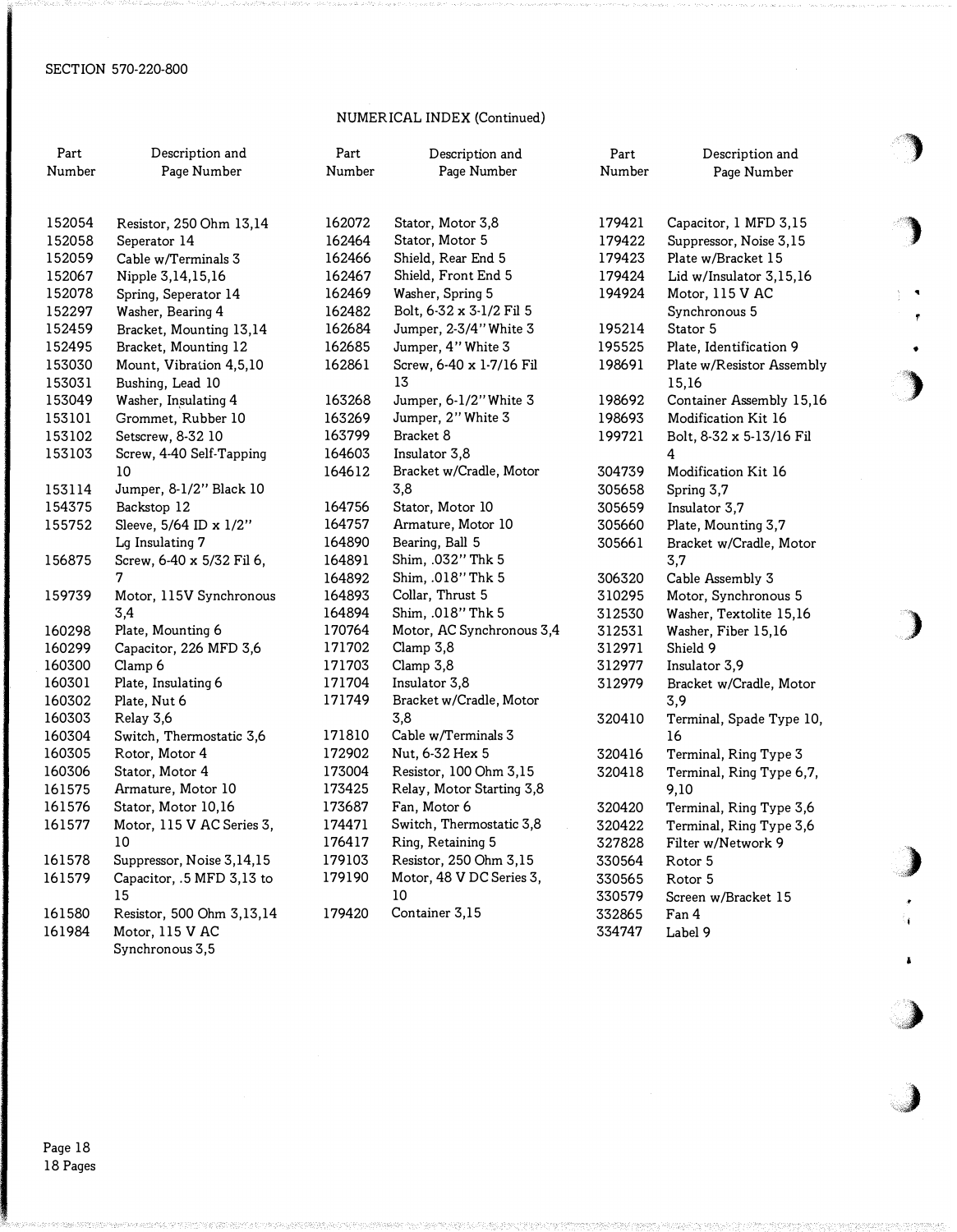## NUMERICAL INDEX (Continued)

| Part Number | Description and Page Number |
|---|---|
| 152054 | Resistor, 250 Ohm 13,14 |
| 152058 | Seperator 14 |
| 152059 | Cable w/Terminals 3 |
| 152067 | Nipple 3,14,15,16 |
| 152078 | Spring, Seperator 14 |
| 152297 | Washer, Bearing 4 |
| 152459 | Bracket, Mounting 13,14 |
| 152495 | Bracket, Mounting 12 |
| 153030 | Mount, Vibration 4,5,10 |
| 153031 | Bushing, Lead 10 |
| 153049 | Washer, Insulating 4 |
| 153101 | Grommet, Rubber 10 |
| 153102 | Setscrew, 8-32 10 |
| 153103 | Screw, 4-40 Self-Tapping 10 |
| 153114 | Jumper, 8-1/2" Black 10 |
| 154375 | Backstop 12 |
| 155752 | Sleeve, 5/64 ID x 1/2" Lg Insulating 7 |
| 156875 | Screw, 6-40 x 5/32 Fil 6, 7 |
| 159739 | Motor, 115V Synchronous 3,4 |
| 160298 | Plate, Mounting 6 |
| 160299 | Capacitor, 226 MFD 3,6 |
| 160300 | Clamp 6 |
| 160301 | Plate, Insulating 6 |
| 160302 | Plate, Nut 6 |
| 160303 | Relay 3,6 |
| 160304 | Switch, Thermostatic 3,6 |
| 160305 | Rotor, Motor 4 |
| 160306 | Stator, Motor 4 |
| 161575 | Armature, Motor 10 |
| 161576 | Stator, Motor 10,16 |
| 161577 | Motor, 115 V AC Series 3, 10 |
| 161578 | Suppressor, Noise 3,14,15 |
| 161579 | Capacitor, .5 MFD 3,13 to 15 |
| 161580 | Resistor, 500 Ohm 3,13,14 |
| 161984 | Motor, 115 V AC Synchronous 3,5 |
| 162072 | Stator, Motor 3,8 |
| 162464 | Stator, Motor 5 |
| 162466 | Shield, Rear End 5 |
| 162467 | Shield, Front End 5 |
| 162469 | Washer, Spring 5 |
| 162482 | Bolt, 6-32 x 3-1/2 Fil 5 |
| 162684 | Jumper, 2-3/4" White 3 |
| 162685 | Jumper, 4" White 3 |
| 162861 | Screw, 6-40 x 1-7/16 Fil 13 |
| 163268 | Jumper, 6-1/2" White 3 |
| 163269 | Jumper, 2" White 3 |
| 163799 | Bracket 8 |
| 164603 | Insulator 3,8 |
| 164612 | Bracket w/Cradle, Motor 3,8 |
| 164756 | Stator, Motor 10 |
| 164757 | Armature, Motor 10 |
| 164890 | Bearing, Ball 5 |
| 164891 | Shim, .032" Thk 5 |
| 164892 | Shim, .018" Thk 5 |
| 164893 | Collar, Thrust 5 |
| 164894 | Shim, .018" Thk 5 |
| 170764 | Motor, AC Synchronous 3,4 |
| 171702 | Clamp 3,8 |
| 171703 | Clamp 3,8 |
| 171704 | Insulator 3,8 |
| 171749 | Bracket w/Cradle, Motor 3,8 |
| 171810 | Cable w/Terminals 3 |
| 172902 | Nut, 6-32 Hex 5 |
| 173004 | Resistor, 100 Ohm 3,15 |
| 173425 | Relay, Motor Starting 3,8 |
| 173687 | Fan, Motor 6 |
| 174471 | Switch, Thermostatic 3,8 |
| 176417 | Ring, Retaining 5 |
| 179103 | Resistor, 250 Ohm 3,15 |
| 179190 | Motor, 48 V DC Series 3, 10 |
| 179420 | Container 3,15 |
| 179421 | Capacitor, 1 MFD 3,15 |
| 179422 | Suppressor, Noise 3,15 |
| 179423 | Plate w/Bracket 15 |
| 179424 | Lid w/Insulator 3,15,16 |
| 194924 | Motor, 115 V AC Synchronous 5 |
| 195214 | Stator 5 |
| 195525 | Plate, Identification 9 |
| 198691 | Plate w/Resistor Assembly 15,16 |
| 198692 | Container Assembly 15,16 |
| 198693 | Modification Kit 16 |
| 199721 | Bolt, 8-32 x 5-13/16 Fil 4 |
| 304739 | Modification Kit 16 |
| 305658 | Spring 3,7 |
| 305659 | Insulator 3,7 |
| 305660 | Plate, Mounting 3,7 |
| 305661 | Bracket w/Cradle, Motor 3,7 |
| 306320 | Cable Assembly 3 |
| 310295 | Motor, Synchronous 5 |
| 312530 | Washer, Textolite 15,16 |
| 312531 | Washer, Fiber 15,16 |
| 312971 | Shield 9 |
| 312977 | Insulator 3,9 |
| 312979 | Bracket w/Cradle, Motor 3,9 |
| 320410 | Terminal, Spade Type 10, 16 |
| 320416 | Terminal, Ring Type 3 |
| 320418 | Terminal, Ring Type 6,7, 9,10 |
| 320420 | Terminal, Ring Type 3,6 |
| 320422 | Terminal, Ring Type 3,6 |
| 327828 | Filter w/Network 9 |
| 330564 | Rotor 5 |
| 330565 | Rotor 5 |
| 330579 | Screen w/Bracket 15 |
| 332865 | Fan 4 |
| 334747 | Label 9 |